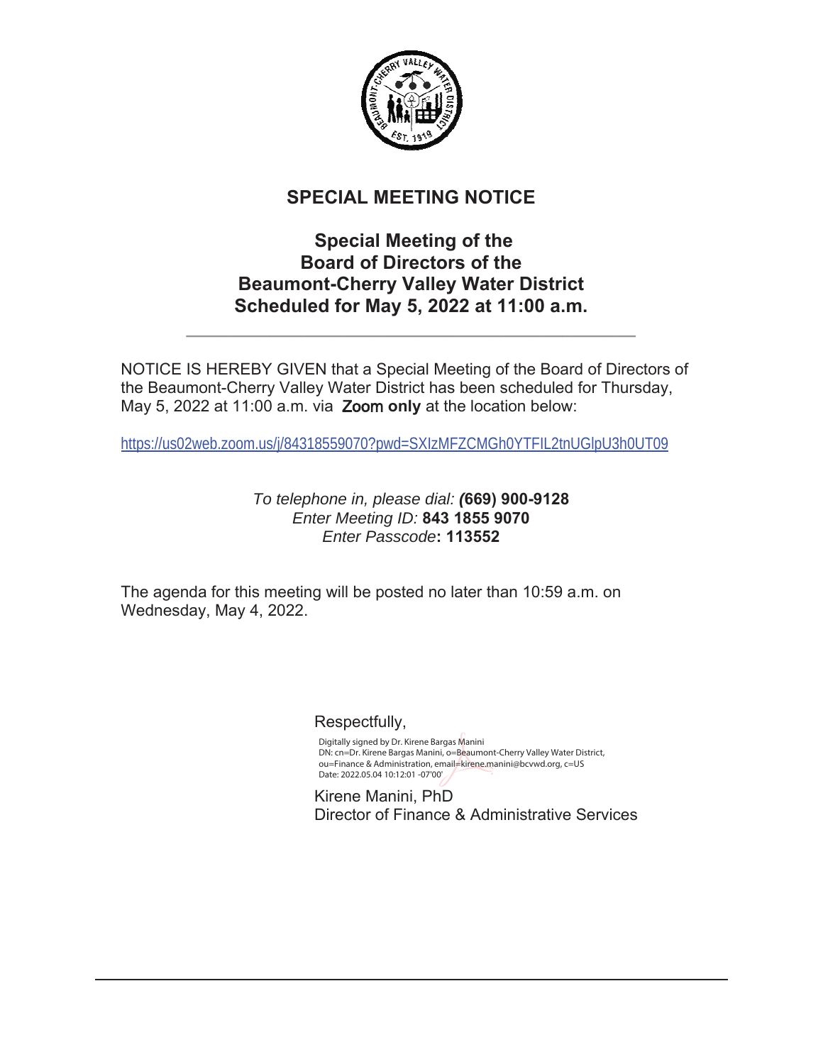# SPECIAL MEETING NOTICE

## Special Meeting of the Board of Directors of the Beaumont-Cherry Valley Water District Scheduled for May 5, 2022 at 11:00 a.m.

---

NOTICE IS HEREBY GIVEN that a Special Meeting of the Board of Directors of the Beaumont-Cherry Valley Water District has been scheduled for Thursday, May 5, 2022 at 11:00 a.m. via Zoom **only** at the location below:

https://us02web.zoom.us/j/84318559070?pwd=SXIzMFZCMGh0YTFIL2tnUGlpU3h0UT09

*To telephone in, please dial:* ***(*****669) 900-9128**
*Enter Meeting ID:* **843 1855 9070**
*Enter Passcode***: 113552**

The agenda for this meeting will be posted no later than 10:59 a.m. on Wednesday, May 4, 2022.

Respectfully,

Digitally signed by Dr. Kirene Bargas Manini
DN: cn=Dr. Kirene Bargas Manini, o=Beaumont-Cherry Valley Water District, ou=Finance & Administration, email=kirene.manini@bcvwd.org, c=US
Date: 2022.05.04 10:12:01 -07'00'

Kirene Manini, PhD
Director of Finance & Administrative Services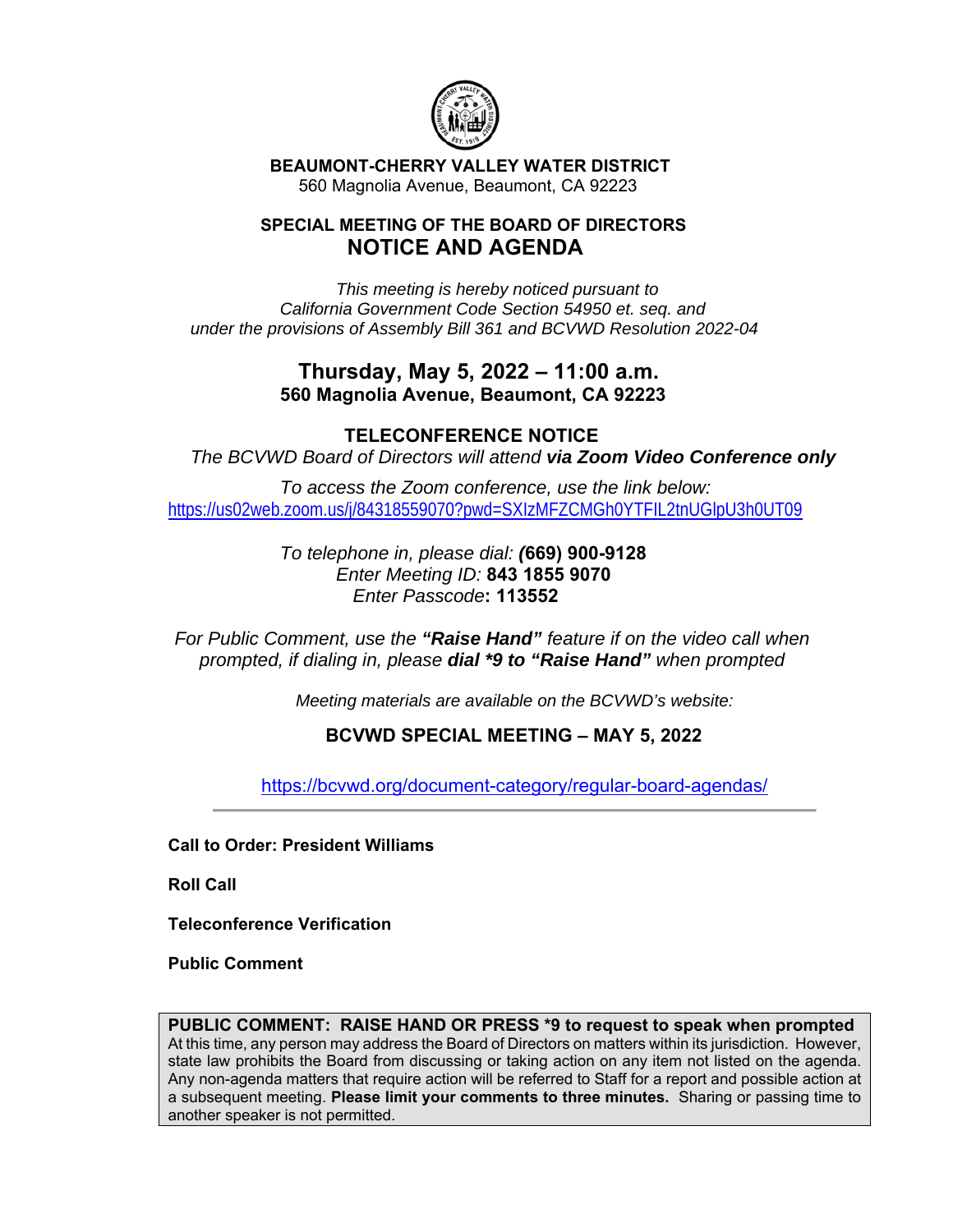**BEAUMONT-CHERRY VALLEY WATER DISTRICT**
560 Magnolia Avenue, Beaumont, CA 92223

## SPECIAL MEETING OF THE BOARD OF DIRECTORS
## NOTICE AND AGENDA

*This meeting is hereby noticed pursuant to California Government Code Section 54950 et. seq. and under the provisions of Assembly Bill 361 and BCVWD Resolution 2022-04*

### Thursday, May 5, 2022 – 11:00 a.m.
**560 Magnolia Avenue, Beaumont, CA 92223**

**TELECONFERENCE NOTICE**

*The BCVWD Board of Directors will attend **via Zoom Video Conference only***

*To access the Zoom conference, use the link below:*
https://us02web.zoom.us/j/84318559070?pwd=SXIzMFZCMGh0YTFIL2tnUGlpU3h0UT09

*To telephone in, please dial:* **(669) 900-9128**
*Enter Meeting ID:* **843 1855 9070**
*Enter Passcode*: **113552**

*For Public Comment, use the **"Raise Hand"** feature if on the video call when prompted, if dialing in, please **dial *9 to "Raise Hand"** when prompted*

*Meeting materials are available on the BCVWD's website:*

**BCVWD SPECIAL MEETING – MAY 5, 2022**

https://bcvwd.org/document-category/regular-board-agendas/

---

**Call to Order: President Williams**

**Roll Call**

**Teleconference Verification**

**Public Comment**

**PUBLIC COMMENT: RAISE HAND OR PRESS *9 to request to speak when prompted**
At this time, any person may address the Board of Directors on matters within its jurisdiction. However, state law prohibits the Board from discussing or taking action on any item not listed on the agenda. Any non-agenda matters that require action will be referred to Staff for a report and possible action at a subsequent meeting. **Please limit your comments to three minutes.** Sharing or passing time to another speaker is not permitted.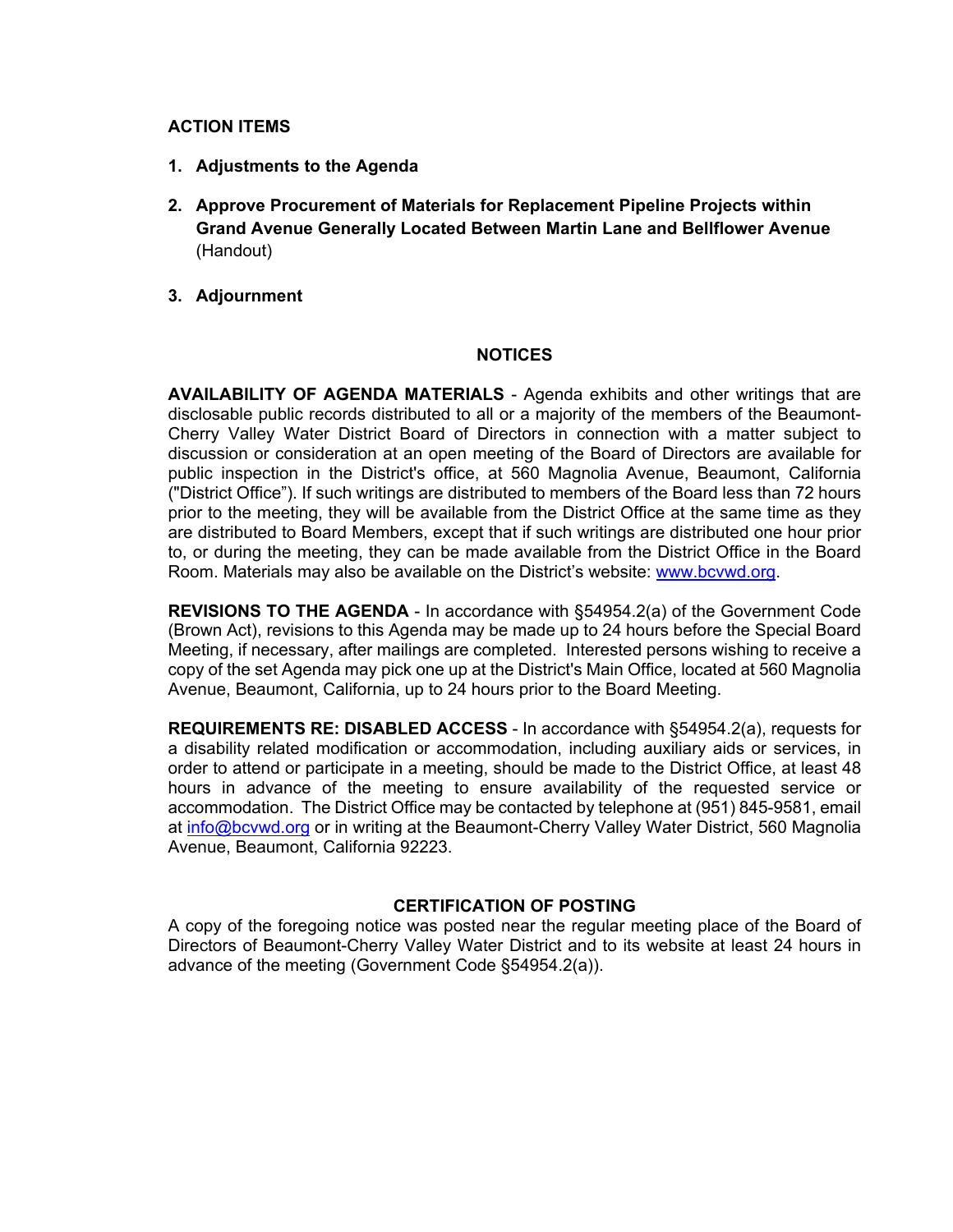## ACTION ITEMS

1. **Adjustments to the Agenda**

2. **Approve Procurement of Materials for Replacement Pipeline Projects within Grand Avenue Generally Located Between Martin Lane and Bellflower Avenue** (Handout)

3. **Adjournment**

## NOTICES

**AVAILABILITY OF AGENDA MATERIALS** - Agenda exhibits and other writings that are disclosable public records distributed to all or a majority of the members of the Beaumont-Cherry Valley Water District Board of Directors in connection with a matter subject to discussion or consideration at an open meeting of the Board of Directors are available for public inspection in the District's office, at 560 Magnolia Avenue, Beaumont, California ("District Office"). If such writings are distributed to members of the Board less than 72 hours prior to the meeting, they will be available from the District Office at the same time as they are distributed to Board Members, except that if such writings are distributed one hour prior to, or during the meeting, they can be made available from the District Office in the Board Room. Materials may also be available on the District's website: [www.bcvwd.org](http://www.bcvwd.org).

**REVISIONS TO THE AGENDA** - In accordance with §54954.2(a) of the Government Code (Brown Act), revisions to this Agenda may be made up to 24 hours before the Special Board Meeting, if necessary, after mailings are completed. Interested persons wishing to receive a copy of the set Agenda may pick one up at the District's Main Office, located at 560 Magnolia Avenue, Beaumont, California, up to 24 hours prior to the Board Meeting.

**REQUIREMENTS RE: DISABLED ACCESS** - In accordance with §54954.2(a), requests for a disability related modification or accommodation, including auxiliary aids or services, in order to attend or participate in a meeting, should be made to the District Office, at least 48 hours in advance of the meeting to ensure availability of the requested service or accommodation. The District Office may be contacted by telephone at (951) 845-9581, email at [info@bcvwd.org](mailto:info@bcvwd.org) or in writing at the Beaumont-Cherry Valley Water District, 560 Magnolia Avenue, Beaumont, California 92223.

## CERTIFICATION OF POSTING

A copy of the foregoing notice was posted near the regular meeting place of the Board of Directors of Beaumont-Cherry Valley Water District and to its website at least 24 hours in advance of the meeting (Government Code §54954.2(a)).